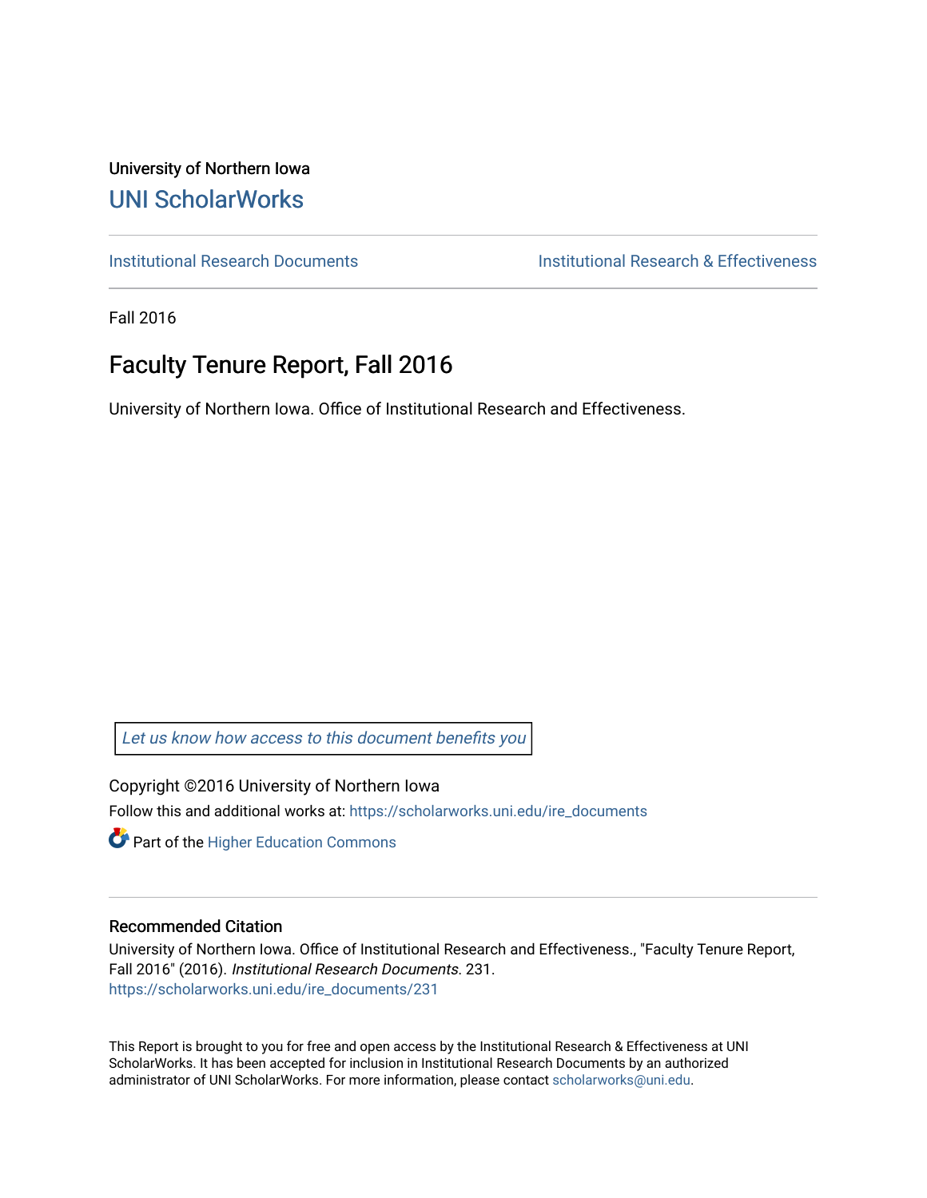University of Northern Iowa

# UNI ScholarWorks

Institutional Research Documents

Institutional Research & Effectiveness

Fall 2016

## Faculty Tenure Report, Fall 2016

University of Northern Iowa. Office of Institutional Research and Effectiveness.

*Let us know how access to this document benefits you*

Copyright ©2016 University of Northern Iowa

Follow this and additional works at: https://scholarworks.uni.edu/ire_documents

Part of the Higher Education Commons

### Recommended Citation

University of Northern Iowa. Office of Institutional Research and Effectiveness., "Faculty Tenure Report, Fall 2016" (2016). *Institutional Research Documents*. 231.
https://scholarworks.uni.edu/ire_documents/231

This Report is brought to you for free and open access by the Institutional Research & Effectiveness at UNI ScholarWorks. It has been accepted for inclusion in Institutional Research Documents by an authorized administrator of UNI ScholarWorks. For more information, please contact scholarworks@uni.edu.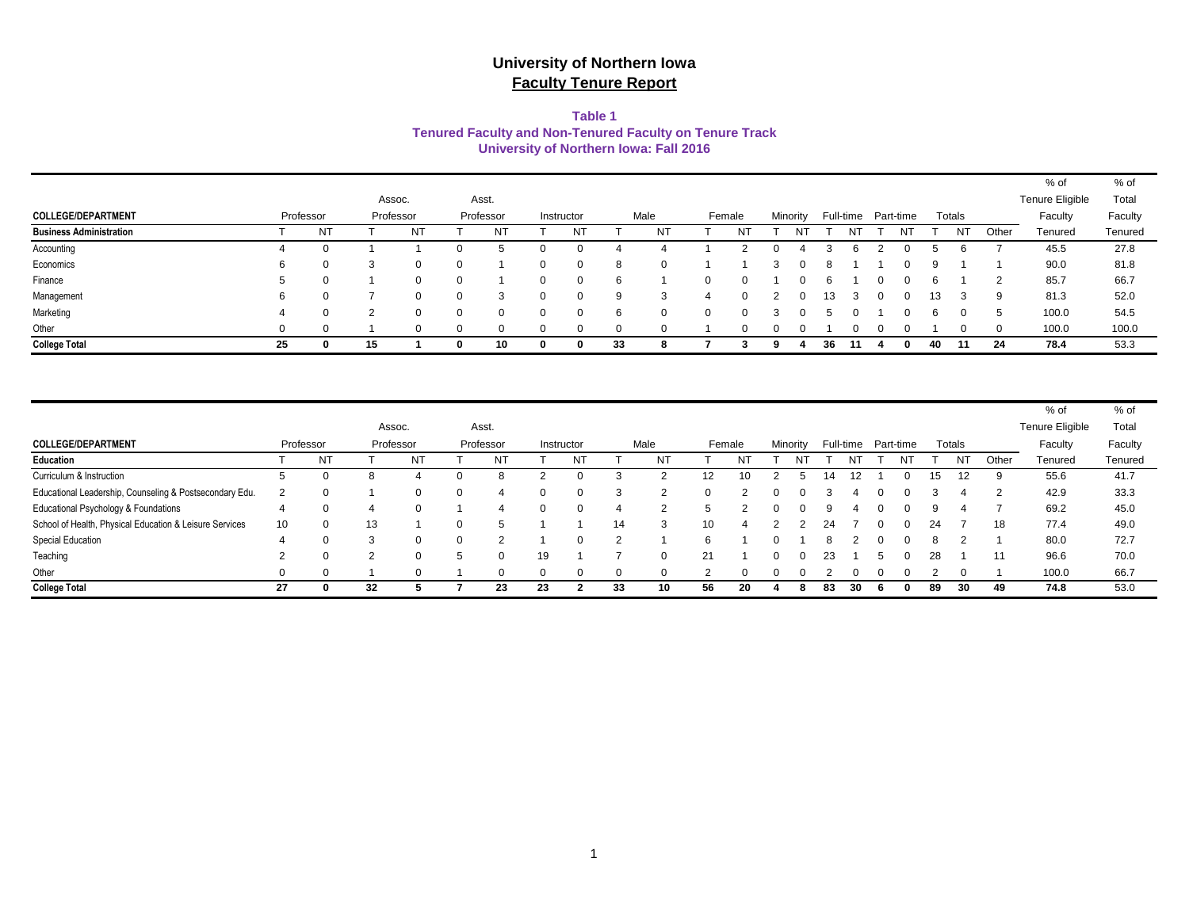# University of Northern Iowa
## Faculty Tenure Report

### Table 1
### Tenured Faculty and Non-Tenured Faculty on Tenure Track
### University of Northern Iowa: Fall 2016

| COLLEGE/DEPARTMENT | Professor | | Assoc. Professor | | Asst. Professor | | Instructor | | Male | | Female | | Minority | | Full-time | | Part-time | | Totals | | | % of Tenure Eligible Faculty | % of Total Faculty |
|---|---|---|---|---|---|---|---|---|---|---|---|---|---|---|---|---|---|---|---|---|---|---|---|
| **Business Administration** | T | NT | T | NT | T | NT | T | NT | T | NT | T | NT | T | NT | T | NT | T | NT | T | NT | Other | Tenured | Tenured |
| Accounting | 4 | 0 | 1 | 1 | 0 | 5 | 0 | 0 | 4 | 4 | 1 | 2 | 0 | 4 | 3 | 6 | 2 | 0 | 5 | 6 | 7 | 45.5 | 27.8 |
| Economics | 6 | 0 | 3 | 0 | 0 | 1 | 0 | 0 | 8 | 0 | 1 | 1 | 3 | 0 | 8 | 1 | 1 | 0 | 9 | 1 | 1 | 90.0 | 81.8 |
| Finance | 5 | 0 | 1 | 0 | 0 | 1 | 0 | 0 | 6 | 1 | 0 | 0 | 1 | 0 | 6 | 1 | 0 | 0 | 6 | 1 | 2 | 85.7 | 66.7 |
| Management | 6 | 0 | 7 | 0 | 0 | 3 | 0 | 0 | 9 | 3 | 4 | 0 | 2 | 0 | 13 | 3 | 0 | 0 | 13 | 3 | 9 | 81.3 | 52.0 |
| Marketing | 4 | 0 | 2 | 0 | 0 | 0 | 0 | 0 | 6 | 0 | 0 | 0 | 3 | 0 | 5 | 0 | 1 | 0 | 6 | 0 | 5 | 100.0 | 54.5 |
| Other | 0 | 0 | 1 | 0 | 0 | 0 | 0 | 0 | 0 | 0 | 1 | 0 | 0 | 0 | 1 | 0 | 0 | 0 | 1 | 0 | 0 | 100.0 | 100.0 |
| **College Total** | **25** | **0** | **15** | **1** | **0** | **10** | **0** | **0** | **33** | **8** | **7** | **3** | **9** | **4** | **36** | **11** | **4** | **0** | **40** | **11** | **24** | **78.4** | **53.3** |

| COLLEGE/DEPARTMENT | Professor | | Assoc. Professor | | Asst. Professor | | Instructor | | Male | | Female | | Minority | | Full-time | | Part-time | | Totals | | | % of Tenure Eligible Faculty | % of Total Faculty |
|---|---|---|---|---|---|---|---|---|---|---|---|---|---|---|---|---|---|---|---|---|---|---|---|
| **Education** | T | NT | T | NT | T | NT | T | NT | T | NT | T | NT | T | NT | T | NT | T | NT | T | NT | Other | Tenured | Tenured |
| Curriculum & Instruction | 5 | 0 | 8 | 4 | 0 | 8 | 2 | 0 | 3 | 2 | 12 | 10 | 2 | 5 | 14 | 12 | 1 | 0 | 15 | 12 | 9 | 55.6 | 41.7 |
| Educational Leadership, Counseling & Postsecondary Edu. | 2 | 0 | 1 | 0 | 0 | 4 | 0 | 0 | 3 | 2 | 0 | 2 | 0 | 0 | 3 | 4 | 0 | 0 | 3 | 4 | 2 | 42.9 | 33.3 |
| Educational Psychology & Foundations | 4 | 0 | 4 | 0 | 1 | 4 | 0 | 0 | 4 | 2 | 5 | 2 | 0 | 0 | 9 | 4 | 0 | 0 | 9 | 4 | 7 | 69.2 | 45.0 |
| School of Health, Physical Education & Leisure Services | 10 | 0 | 13 | 1 | 0 | 5 | 1 | 1 | 14 | 3 | 10 | 4 | 2 | 2 | 24 | 7 | 0 | 0 | 24 | 7 | 18 | 77.4 | 49.0 |
| Special Education | 4 | 0 | 3 | 0 | 0 | 2 | 1 | 0 | 2 | 1 | 6 | 1 | 0 | 1 | 8 | 2 | 0 | 0 | 8 | 2 | 1 | 80.0 | 72.7 |
| Teaching | 2 | 0 | 2 | 0 | 5 | 0 | 19 | 1 | 7 | 0 | 21 | 1 | 0 | 0 | 23 | 1 | 5 | 0 | 28 | 1 | 11 | 96.6 | 70.0 |
| Other | 0 | 0 | 1 | 0 | 1 | 0 | 0 | 0 | 0 | 0 | 2 | 0 | 0 | 0 | 2 | 0 | 0 | 0 | 2 | 0 | 1 | 100.0 | 66.7 |
| **College Total** | **27** | **0** | **32** | **5** | **7** | **23** | **23** | **2** | **33** | **10** | **56** | **20** | **4** | **8** | **83** | **30** | **6** | **0** | **89** | **30** | **49** | **74.8** | **53.0** |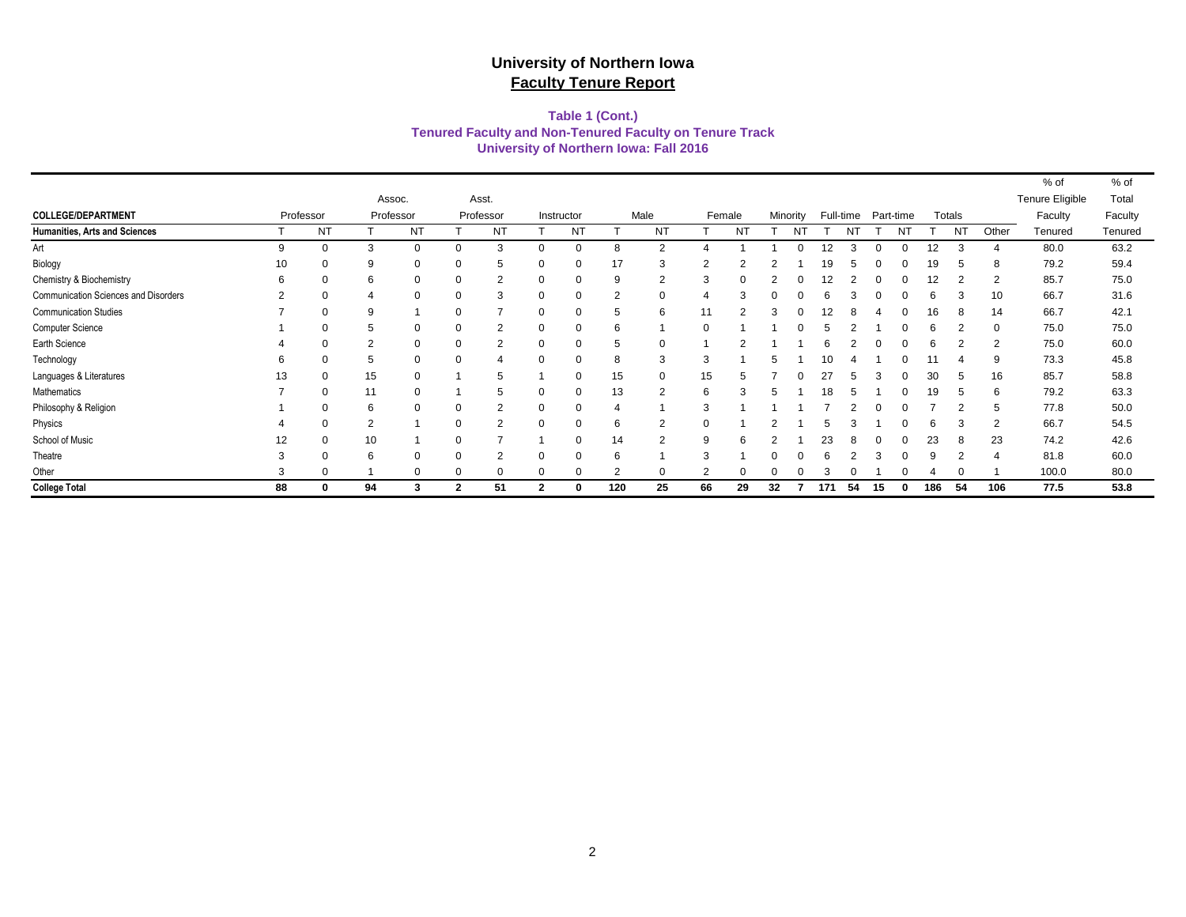# University of Northern Iowa
## Faculty Tenure Report

### Table 1 (Cont.)
### Tenured Faculty and Non-Tenured Faculty on Tenure Track
### University of Northern Iowa: Fall 2016

| COLLEGE/DEPARTMENT | Professor | | Assoc. Professor | | Asst. Professor | | Instructor | | Male | | Female | | Minority | | Full-time | | Part-time | | Totals | | | % of Tenure Eligible Faculty | % of Total Faculty |
|---|---|---|---|---|---|---|---|---|---|---|---|---|---|---|---|---|---|---|---|---|---|---|---|
| **Humanities, Arts and Sciences** | T | NT | T | NT | T | NT | T | NT | T | NT | T | NT | T | NT | T | NT | T | NT | T | NT | Other | Tenured | Tenured |
| Art | 9 | 0 | 3 | 0 | 0 | 3 | 0 | 0 | 8 | 2 | 4 | 1 | 1 | 0 | 12 | 3 | 0 | 0 | 12 | 3 | 4 | 80.0 | 63.2 |
| Biology | 10 | 0 | 9 | 0 | 0 | 5 | 0 | 0 | 17 | 3 | 2 | 2 | 2 | 1 | 19 | 5 | 0 | 0 | 19 | 5 | 8 | 79.2 | 59.4 |
| Chemistry & Biochemistry | 6 | 0 | 6 | 0 | 0 | 2 | 0 | 0 | 9 | 2 | 3 | 0 | 2 | 0 | 12 | 2 | 0 | 0 | 12 | 2 | 2 | 85.7 | 75.0 |
| Communication Sciences and Disorders | 2 | 0 | 4 | 0 | 0 | 3 | 0 | 0 | 2 | 0 | 4 | 3 | 0 | 0 | 6 | 3 | 0 | 0 | 6 | 3 | 10 | 66.7 | 31.6 |
| Communication Studies | 7 | 0 | 9 | 1 | 0 | 7 | 0 | 0 | 5 | 6 | 11 | 2 | 3 | 0 | 12 | 8 | 4 | 0 | 16 | 8 | 14 | 66.7 | 42.1 |
| Computer Science | 1 | 0 | 5 | 0 | 0 | 2 | 0 | 0 | 6 | 1 | 0 | 1 | 1 | 0 | 5 | 2 | 1 | 0 | 6 | 2 | 0 | 75.0 | 75.0 |
| Earth Science | 4 | 0 | 2 | 0 | 0 | 2 | 0 | 0 | 5 | 0 | 1 | 2 | 1 | 1 | 6 | 2 | 0 | 0 | 6 | 2 | 2 | 75.0 | 60.0 |
| Technology | 6 | 0 | 5 | 0 | 0 | 4 | 0 | 0 | 8 | 3 | 3 | 1 | 5 | 1 | 10 | 4 | 1 | 0 | 11 | 4 | 9 | 73.3 | 45.8 |
| Languages & Literatures | 13 | 0 | 15 | 0 | 1 | 5 | 1 | 0 | 15 | 0 | 15 | 5 | 7 | 0 | 27 | 5 | 3 | 0 | 30 | 5 | 16 | 85.7 | 58.8 |
| Mathematics | 7 | 0 | 11 | 0 | 1 | 5 | 0 | 0 | 13 | 2 | 6 | 3 | 5 | 1 | 18 | 5 | 1 | 0 | 19 | 5 | 6 | 79.2 | 63.3 |
| Philosophy & Religion | 1 | 0 | 6 | 0 | 0 | 2 | 0 | 0 | 4 | 1 | 3 | 1 | 1 | 1 | 7 | 2 | 0 | 0 | 7 | 2 | 5 | 77.8 | 50.0 |
| Physics | 4 | 0 | 2 | 1 | 0 | 2 | 0 | 0 | 6 | 2 | 0 | 1 | 2 | 1 | 5 | 3 | 1 | 0 | 6 | 3 | 2 | 66.7 | 54.5 |
| School of Music | 12 | 0 | 10 | 1 | 0 | 7 | 1 | 0 | 14 | 2 | 9 | 6 | 2 | 1 | 23 | 8 | 0 | 0 | 23 | 8 | 23 | 74.2 | 42.6 |
| Theatre | 3 | 0 | 6 | 0 | 0 | 2 | 0 | 0 | 6 | 1 | 3 | 1 | 0 | 0 | 6 | 2 | 3 | 0 | 9 | 2 | 4 | 81.8 | 60.0 |
| Other | 3 | 0 | 1 | 0 | 0 | 0 | 0 | 0 | 2 | 0 | 2 | 0 | 0 | 0 | 3 | 0 | 1 | 0 | 4 | 0 | 1 | 100.0 | 80.0 |
| **College Total** | **88** | **0** | **94** | **3** | **2** | **51** | **2** | **0** | **120** | **25** | **66** | **29** | **32** | **7** | **171** | **54** | **15** | **0** | **186** | **54** | **106** | **77.5** | **53.8** |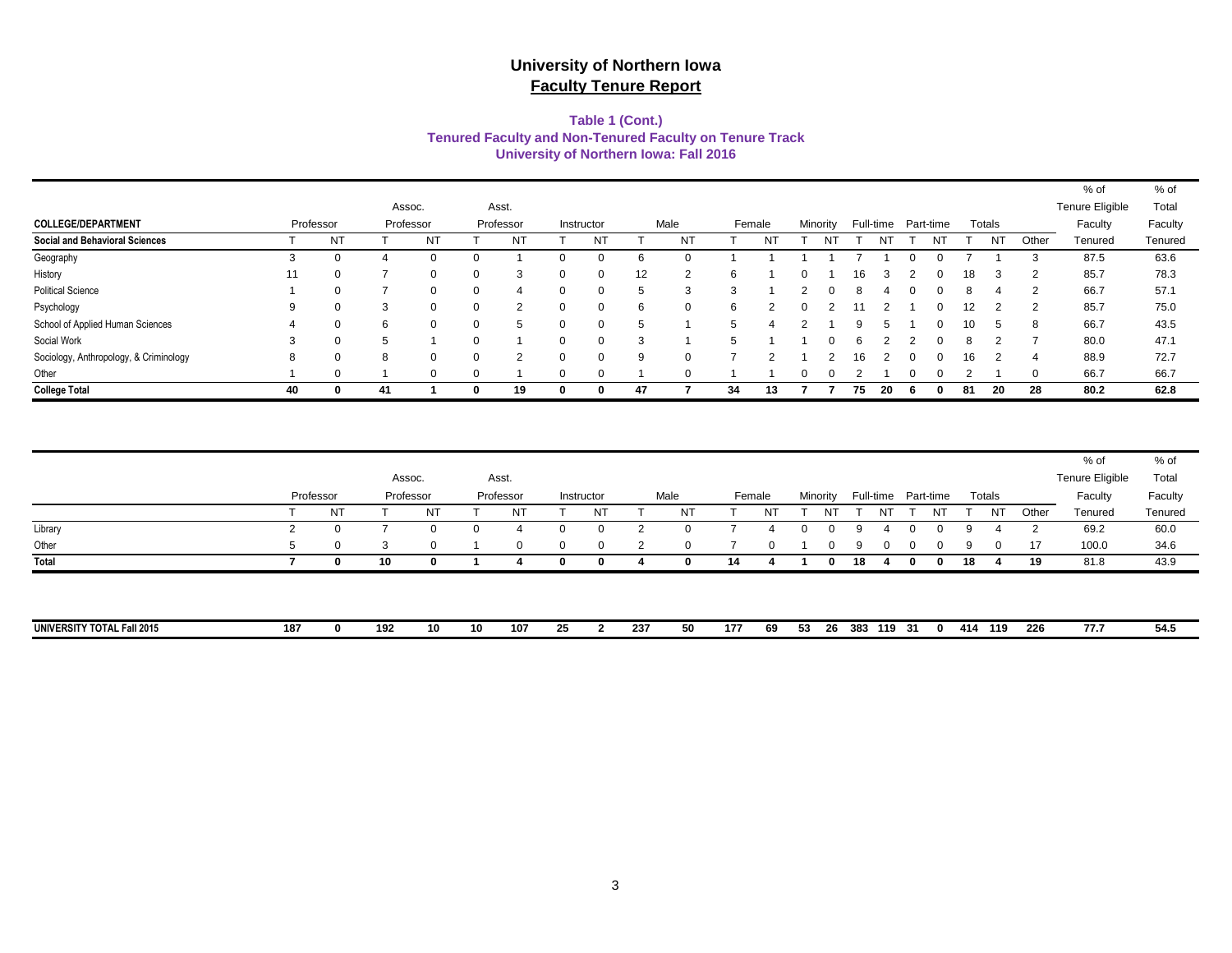# University of Northern Iowa
## Faculty Tenure Report

### Table 1 (Cont.)
### Tenured Faculty and Non-Tenured Faculty on Tenure Track
### University of Northern Iowa: Fall 2016

| COLLEGE/DEPARTMENT | Professor | | Assoc. Professor | | Asst. Professor | | Instructor | | Male | | Female | | Minority | | Full-time | | Part-time | | Totals | | | % of Tenure Eligible Faculty | % of Total Faculty |
|---|---|---|---|---|---|---|---|---|---|---|---|---|---|---|---|---|---|---|---|---|---|---|---|
| **Social and Behavioral Sciences** | T | NT | T | NT | T | NT | T | NT | T | NT | T | NT | T | NT | T | NT | T | NT | T | NT | Other | Tenured | Tenured |
| Geography | 3 | 0 | 4 | 0 | 0 | 1 | 0 | 0 | 6 | 0 | 1 | 1 | 1 | 1 | 7 | 1 | 0 | 0 | 7 | 1 | 3 | 87.5 | 63.6 |
| History | 11 | 0 | 7 | 0 | 0 | 3 | 0 | 0 | 12 | 2 | 6 | 1 | 0 | 1 | 16 | 3 | 2 | 0 | 18 | 3 | 2 | 85.7 | 78.3 |
| Political Science | 1 | 0 | 7 | 0 | 0 | 4 | 0 | 0 | 5 | 3 | 3 | 1 | 2 | 0 | 8 | 4 | 0 | 0 | 8 | 4 | 2 | 66.7 | 57.1 |
| Psychology | 9 | 0 | 3 | 0 | 0 | 2 | 0 | 0 | 6 | 0 | 6 | 2 | 0 | 2 | 11 | 2 | 1 | 0 | 12 | 2 | 2 | 85.7 | 75.0 |
| School of Applied Human Sciences | 4 | 0 | 6 | 0 | 0 | 5 | 0 | 0 | 5 | 1 | 5 | 4 | 2 | 1 | 9 | 5 | 1 | 0 | 10 | 5 | 8 | 66.7 | 43.5 |
| Social Work | 3 | 0 | 5 | 1 | 0 | 1 | 0 | 0 | 3 | 1 | 5 | 1 | 1 | 0 | 6 | 2 | 2 | 0 | 8 | 2 | 7 | 80.0 | 47.1 |
| Sociology, Anthropology, & Criminology | 8 | 0 | 8 | 0 | 0 | 2 | 0 | 0 | 9 | 0 | 7 | 2 | 1 | 2 | 16 | 2 | 0 | 0 | 16 | 2 | 4 | 88.9 | 72.7 |
| Other | 1 | 0 | 1 | 0 | 0 | 1 | 0 | 0 | 1 | 0 | 1 | 1 | 0 | 0 | 2 | 1 | 0 | 0 | 2 | 1 | 0 | 66.7 | 66.7 |
| **College Total** | **40** | **0** | **41** | **1** | **0** | **19** | **0** | **0** | **47** | **7** | **34** | **13** | **7** | **7** | **75** | **20** | **6** | **0** | **81** | **20** | **28** | **80.2** | **62.8** |

| | Professor | | Assoc. Professor | | Asst. Professor | | Instructor | | Male | | Female | | Minority | | Full-time | | Part-time | | Totals | | | % of Tenure Eligible Faculty | % of Total Faculty |
|---|---|---|---|---|---|---|---|---|---|---|---|---|---|---|---|---|---|---|---|---|---|---|---|
| | T | NT | T | NT | T | NT | T | NT | T | NT | T | NT | T | NT | T | NT | T | NT | T | NT | Other | Tenured | Tenured |
| Library | 2 | 0 | 7 | 0 | 0 | 4 | 0 | 0 | 2 | 0 | 7 | 4 | 0 | 0 | 9 | 4 | 0 | 0 | 9 | 4 | 2 | 69.2 | 60.0 |
| Other | 5 | 0 | 3 | 0 | 1 | 0 | 0 | 0 | 2 | 0 | 7 | 0 | 1 | 0 | 9 | 0 | 0 | 0 | 9 | 0 | 17 | 100.0 | 34.6 |
| **Total** | **7** | **0** | **10** | **0** | **1** | **4** | **0** | **0** | **4** | **0** | **14** | **4** | **1** | **0** | **18** | **4** | **0** | **0** | **18** | **4** | **19** | 81.8 | 43.9 |

| | | | | | | | | | | | | | | | | | | | | | | | |
|---|---|---|---|---|---|---|---|---|---|---|---|---|---|---|---|---|---|---|---|---|---|---|---|
| **UNIVERSITY TOTAL Fall 2015** | **187** | **0** | **192** | **10** | **10** | **107** | **25** | **2** | **237** | **50** | **177** | **69** | **53** | **26** | **383** | **119** | **31** | **0** | **414** | **119** | **226** | **77.7** | **54.5** |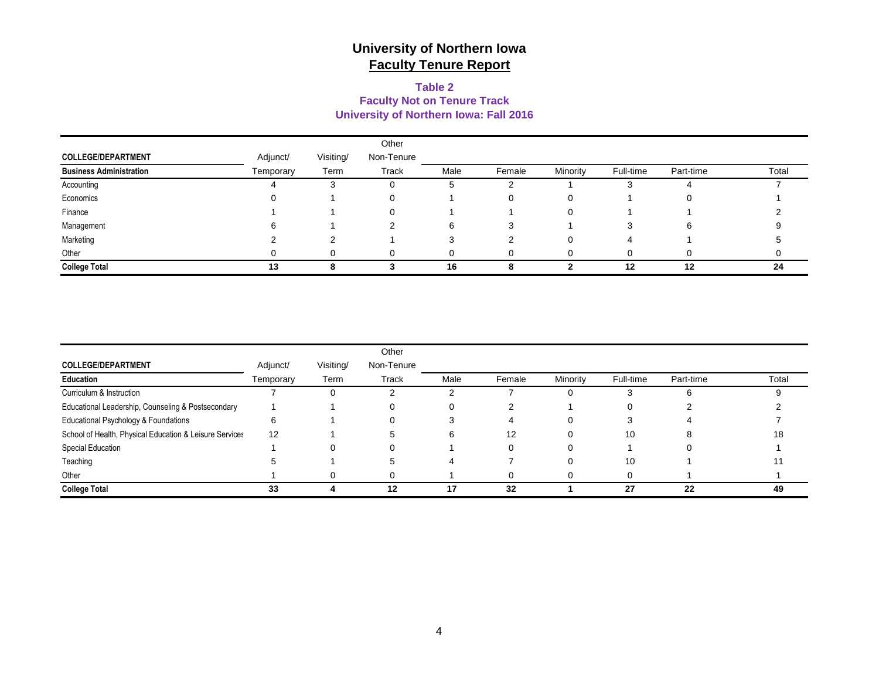# University of Northern Iowa
## Faculty Tenure Report

### Table 2
### Faculty Not on Tenure Track
### University of Northern Iowa: Fall 2016

| COLLEGE/DEPARTMENT | Adjunct/ Temporary | Visiting/ Term | Other Non-Tenure Track | Male | Female | Minority | Full-time | Part-time | Total |
|---|---|---|---|---|---|---|---|---|---|
| **Business Administration** | | | | | | | | | |
| Accounting | 4 | 3 | 0 | 5 | 2 | 1 | 3 | 4 | 7 |
| Economics | 0 | 1 | 0 | 1 | 0 | 0 | 1 | 0 | 1 |
| Finance | 1 | 1 | 0 | 1 | 1 | 0 | 1 | 1 | 2 |
| Management | 6 | 1 | 2 | 6 | 3 | 1 | 3 | 6 | 9 |
| Marketing | 2 | 2 | 1 | 3 | 2 | 0 | 4 | 1 | 5 |
| Other | 0 | 0 | 0 | 0 | 0 | 0 | 0 | 0 | 0 |
| **College Total** | **13** | **8** | **3** | **16** | **8** | **2** | **12** | **12** | **24** |

| COLLEGE/DEPARTMENT | Adjunct/ Temporary | Visiting/ Term | Other Non-Tenure Track | Male | Female | Minority | Full-time | Part-time | Total |
|---|---|---|---|---|---|---|---|---|---|
| **Education** | | | | | | | | | |
| Curriculum & Instruction | 7 | 0 | 2 | 2 | 7 | 0 | 3 | 6 | 9 |
| Educational Leadership, Counseling & Postsecondary | 1 | 1 | 0 | 0 | 2 | 1 | 0 | 2 | 2 |
| Educational Psychology & Foundations | 6 | 1 | 0 | 3 | 4 | 0 | 3 | 4 | 7 |
| School of Health, Physical Education & Leisure Services | 12 | 1 | 5 | 6 | 12 | 0 | 10 | 8 | 18 |
| Special Education | 1 | 0 | 0 | 1 | 0 | 0 | 1 | 0 | 1 |
| Teaching | 5 | 1 | 5 | 4 | 7 | 0 | 10 | 1 | 11 |
| Other | 1 | 0 | 0 | 1 | 0 | 0 | 0 | 1 | 1 |
| **College Total** | **33** | **4** | **12** | **17** | **32** | **1** | **27** | **22** | **49** |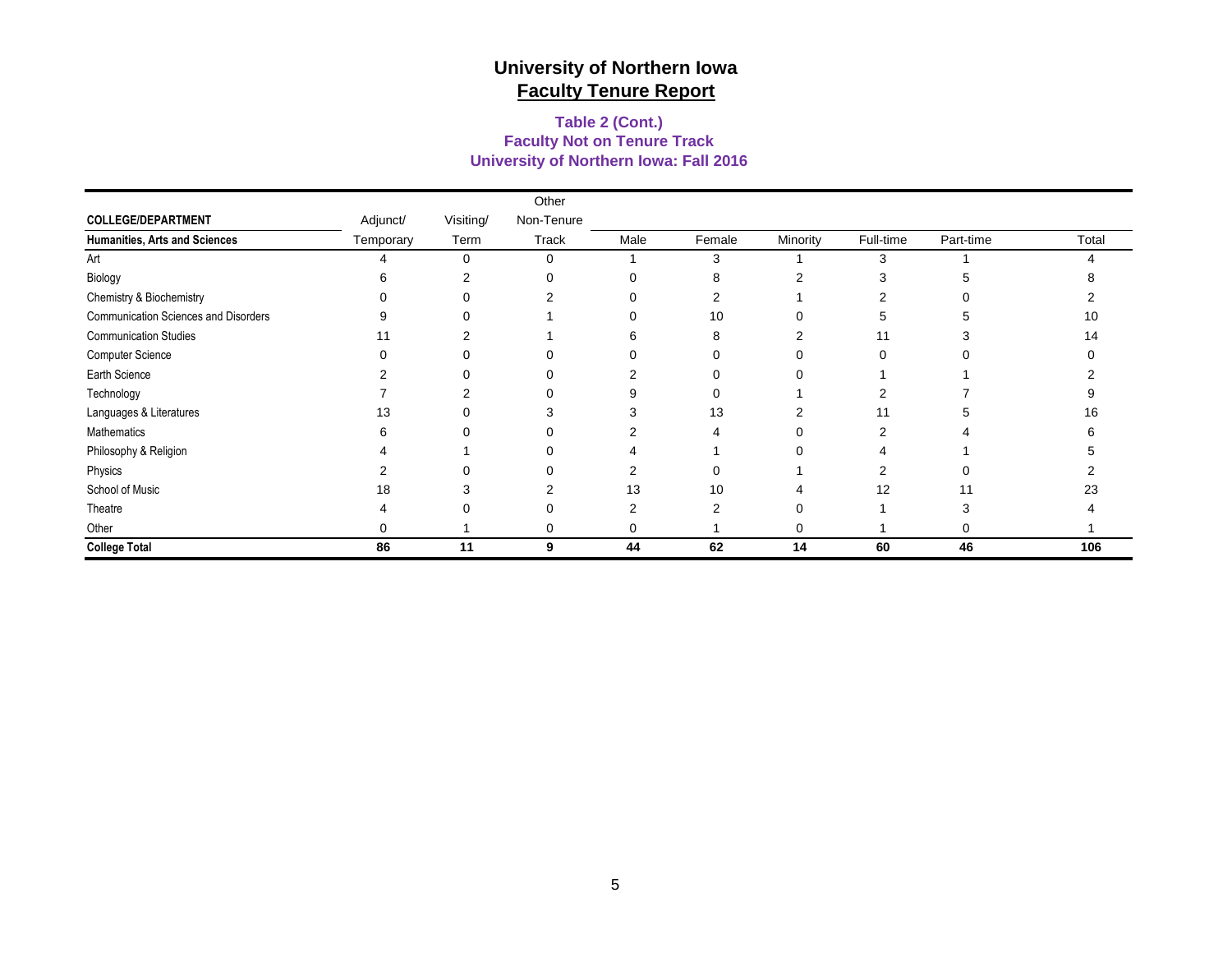# University of Northern Iowa
## Faculty Tenure Report

### Table 2 (Cont.)
### Faculty Not on Tenure Track
### University of Northern Iowa: Fall 2016

| COLLEGE/DEPARTMENT | Adjunct/ | Visiting/ | Other Non-Tenure | | | | | | |
|---|---|---|---|---|---|---|---|---|---|
| **Humanities, Arts and Sciences** | Temporary | Term | Track | Male | Female | Minority | Full-time | Part-time | Total |
| Art | 4 | 0 | 0 | 1 | 3 | 1 | 3 | 1 | 4 |
| Biology | 6 | 2 | 0 | 0 | 8 | 2 | 3 | 5 | 8 |
| Chemistry & Biochemistry | 0 | 0 | 2 | 0 | 2 | 1 | 2 | 0 | 2 |
| Communication Sciences and Disorders | 9 | 0 | 1 | 0 | 10 | 0 | 5 | 5 | 10 |
| Communication Studies | 11 | 2 | 1 | 6 | 8 | 2 | 11 | 3 | 14 |
| Computer Science | 0 | 0 | 0 | 0 | 0 | 0 | 0 | 0 | 0 |
| Earth Science | 2 | 0 | 0 | 2 | 0 | 0 | 1 | 1 | 2 |
| Technology | 7 | 2 | 0 | 9 | 0 | 1 | 2 | 7 | 9 |
| Languages & Literatures | 13 | 0 | 3 | 3 | 13 | 2 | 11 | 5 | 16 |
| Mathematics | 6 | 0 | 0 | 2 | 4 | 0 | 2 | 4 | 6 |
| Philosophy & Religion | 4 | 1 | 0 | 4 | 1 | 0 | 4 | 1 | 5 |
| Physics | 2 | 0 | 0 | 2 | 0 | 1 | 2 | 0 | 2 |
| School of Music | 18 | 3 | 2 | 13 | 10 | 4 | 12 | 11 | 23 |
| Theatre | 4 | 0 | 0 | 2 | 2 | 0 | 1 | 3 | 4 |
| Other | 0 | 1 | 0 | 0 | 1 | 0 | 1 | 0 | 1 |
| **College Total** | **86** | **11** | **9** | **44** | **62** | **14** | **60** | **46** | **106** |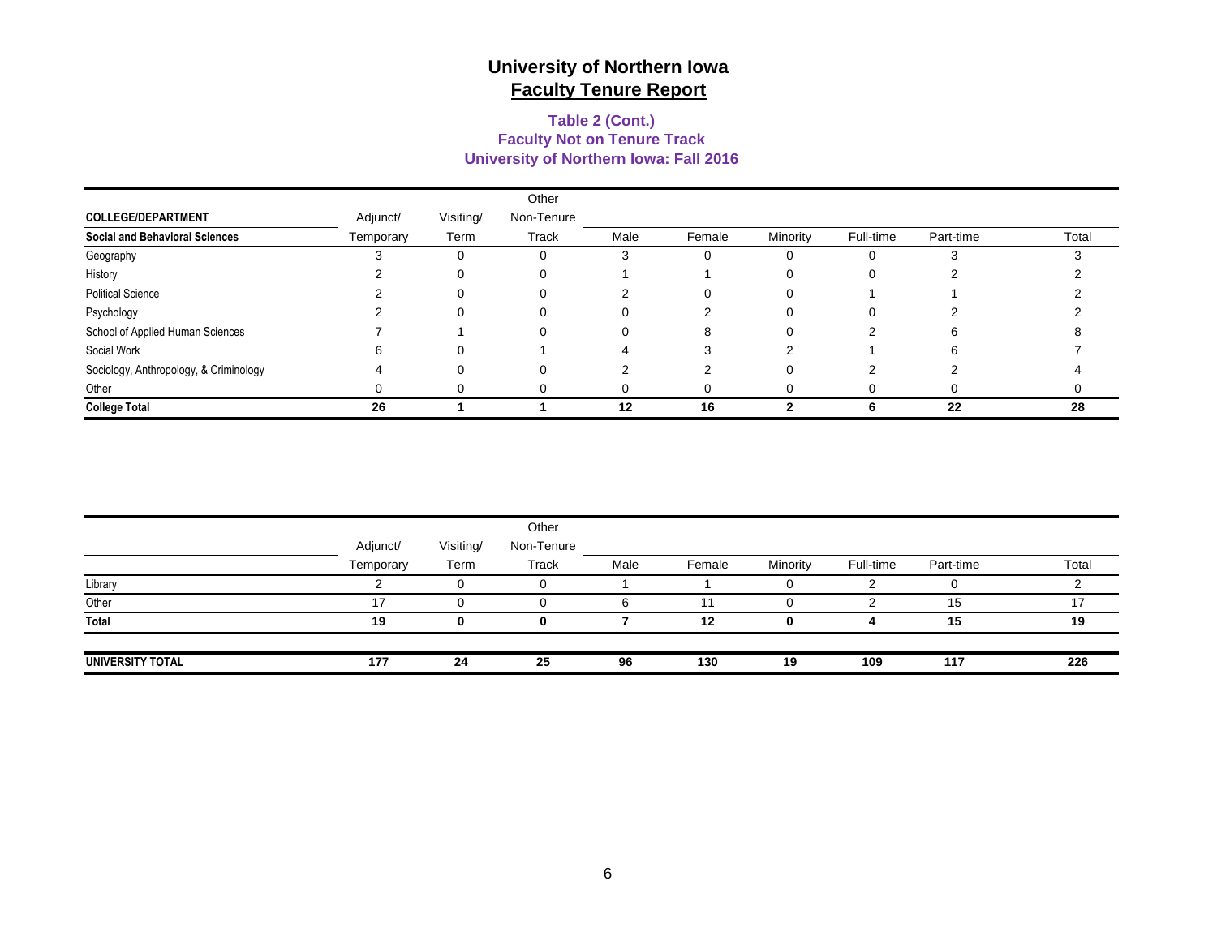# University of Northern Iowa
## Faculty Tenure Report

### Table 2 (Cont.)
### Faculty Not on Tenure Track
### University of Northern Iowa: Fall 2016

| COLLEGE/DEPARTMENT | Adjunct/ | Visiting/ | Other Non-Tenure | | | | | | |
|---|---|---|---|---|---|---|---|---|---|
| **Social and Behavioral Sciences** | Temporary | Term | Track | Male | Female | Minority | Full-time | Part-time | Total |
| Geography | 3 | 0 | 0 | 3 | 0 | 0 | 0 | 3 | 3 |
| History | 2 | 0 | 0 | 1 | 1 | 0 | 0 | 2 | 2 |
| Political Science | 2 | 0 | 0 | 2 | 0 | 0 | 1 | 1 | 2 |
| Psychology | 2 | 0 | 0 | 0 | 2 | 0 | 0 | 2 | 2 |
| School of Applied Human Sciences | 7 | 1 | 0 | 0 | 8 | 0 | 2 | 6 | 8 |
| Social Work | 6 | 0 | 1 | 4 | 3 | 2 | 1 | 6 | 7 |
| Sociology, Anthropology, & Criminology | 4 | 0 | 0 | 2 | 2 | 0 | 2 | 2 | 4 |
| Other | 0 | 0 | 0 | 0 | 0 | 0 | 0 | 0 | 0 |
| **College Total** | **26** | **1** | **1** | **12** | **16** | **2** | **6** | **22** | **28** |

| | Adjunct/ | Visiting/ | Other Non-Tenure | | | | | | |
|---|---|---|---|---|---|---|---|---|---|
| | Temporary | Term | Track | Male | Female | Minority | Full-time | Part-time | Total |
| Library | 2 | 0 | 0 | 1 | 1 | 0 | 2 | 0 | 2 |
| Other | 17 | 0 | 0 | 6 | 11 | 0 | 2 | 15 | 17 |
| **Total** | **19** | **0** | **0** | **7** | **12** | **0** | **4** | **15** | **19** |
| **UNIVERSITY TOTAL** | **177** | **24** | **25** | **96** | **130** | **19** | **109** | **117** | **226** |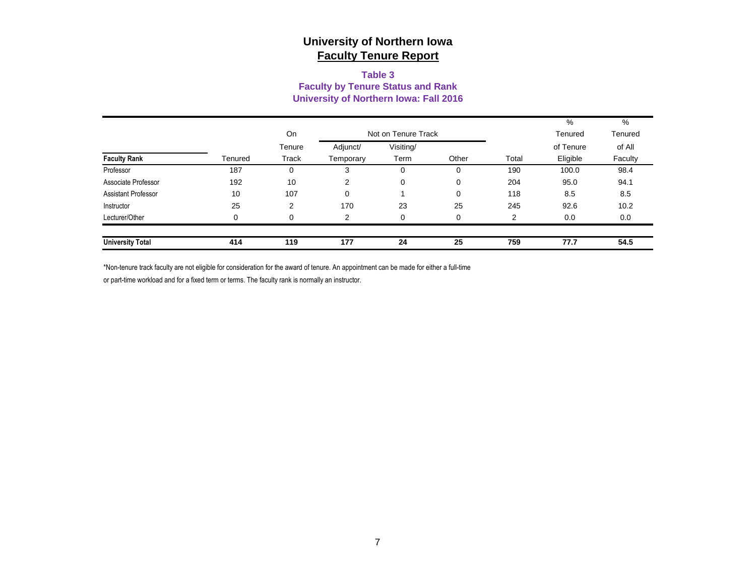# University of Northern Iowa

## Faculty Tenure Report

### Table 3
### Faculty by Tenure Status and Rank
### University of Northern Iowa: Fall 2016

| Faculty Rank | Tenured | On Tenure Track | Not on Tenure Track: Adjunct/ Temporary | Not on Tenure Track: Visiting/ Term | Not on Tenure Track: Other | Total | % Tenured of Tenure Eligible | % Tenured of All Faculty |
|---|---|---|---|---|---|---|---|---|
| Professor | 187 | 0 | 3 | 0 | 0 | 190 | 100.0 | 98.4 |
| Associate Professor | 192 | 10 | 2 | 0 | 0 | 204 | 95.0 | 94.1 |
| Assistant Professor | 10 | 107 | 0 | 1 | 0 | 118 | 8.5 | 8.5 |
| Instructor | 25 | 2 | 170 | 23 | 25 | 245 | 92.6 | 10.2 |
| Lecturer/Other | 0 | 0 | 2 | 0 | 0 | 2 | 0.0 | 0.0 |
| **University Total** | **414** | **119** | **177** | **24** | **25** | **759** | **77.7** | **54.5** |

*Non-tenure track faculty are not eligible for consideration for the award of tenure. An appointment can be made for either a full-time or part-time workload and for a fixed term or terms. The faculty rank is normally an instructor.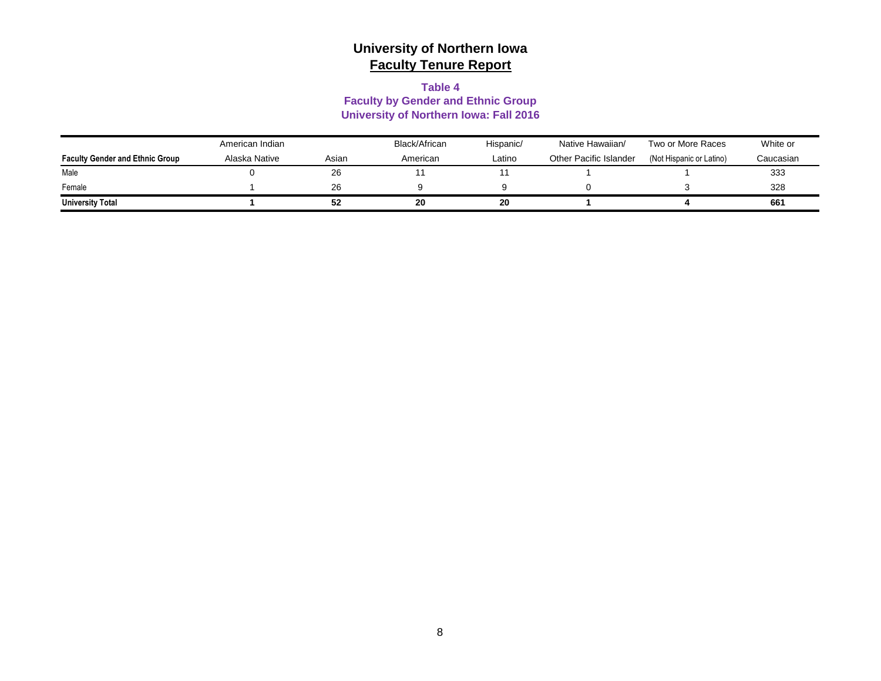# University of Northern Iowa

## Faculty Tenure Report

### Table 4
### Faculty by Gender and Ethnic Group
### University of Northern Iowa: Fall 2016

| Faculty Gender and Ethnic Group | American Indian Alaska Native | Asian | Black/African American | Hispanic/ Latino | Native Hawaiian/ Other Pacific Islander | Two or More Races (Not Hispanic or Latino) | White or Caucasian |
|---|---|---|---|---|---|---|---|
| Male | 0 | 26 | 11 | 11 | 1 | 1 | 333 |
| Female | 1 | 26 | 9 | 9 | 0 | 3 | 328 |
| **University Total** | **1** | **52** | **20** | **20** | **1** | **4** | **661** |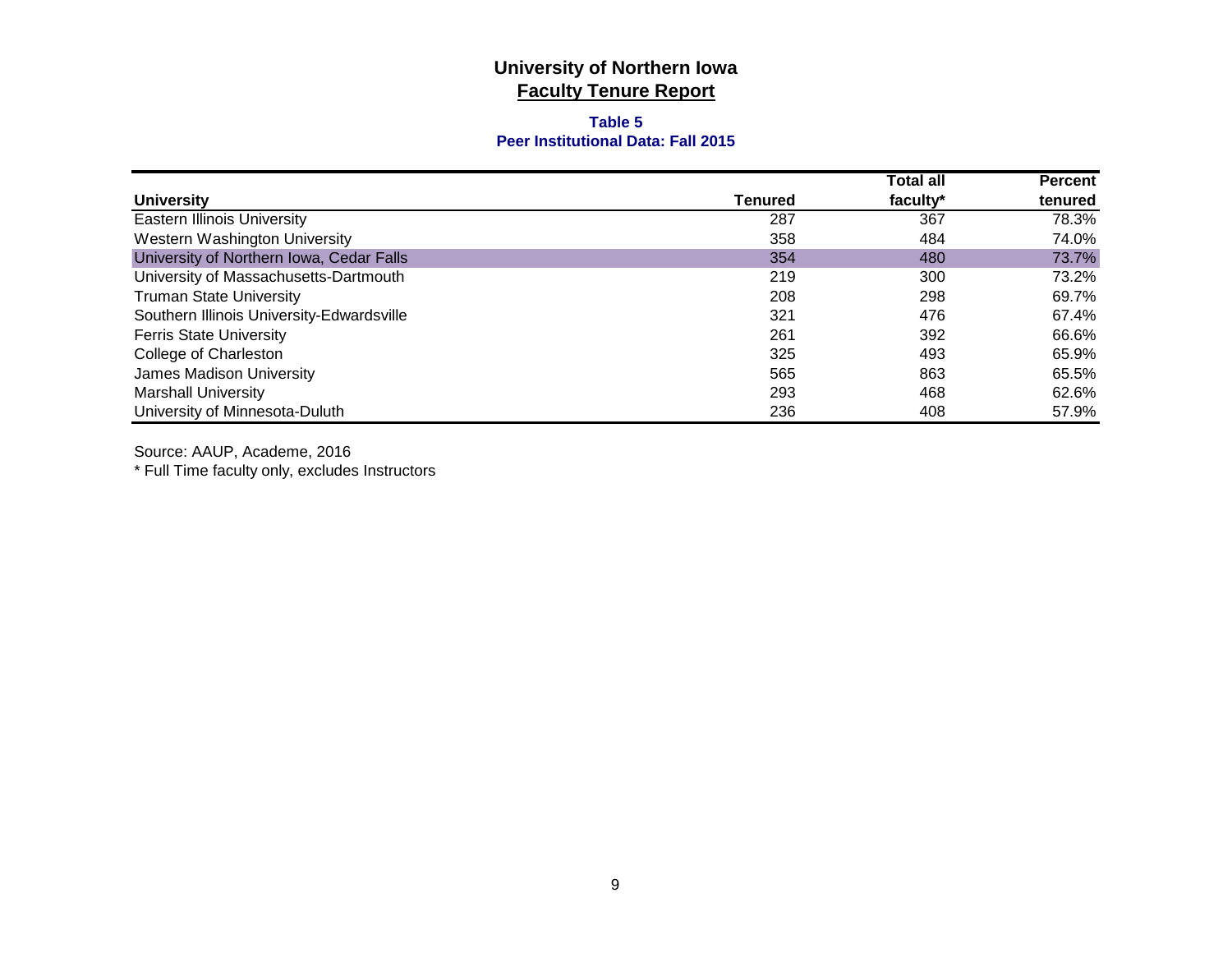# University of Northern Iowa
## Faculty Tenure Report

### Table 5
### Peer Institutional Data: Fall 2015

| University | Tenured | Total all faculty* | Percent tenured |
|---|---|---|---|
| Eastern Illinois University | 287 | 367 | 78.3% |
| Western Washington University | 358 | 484 | 74.0% |
| University of Northern Iowa, Cedar Falls | 354 | 480 | 73.7% |
| University of Massachusetts-Dartmouth | 219 | 300 | 73.2% |
| Truman State University | 208 | 298 | 69.7% |
| Southern Illinois University-Edwardsville | 321 | 476 | 67.4% |
| Ferris State University | 261 | 392 | 66.6% |
| College of Charleston | 325 | 493 | 65.9% |
| James Madison University | 565 | 863 | 65.5% |
| Marshall University | 293 | 468 | 62.6% |
| University of Minnesota-Duluth | 236 | 408 | 57.9% |

Source: AAUP, Academe, 2016

* Full Time faculty only, excludes Instructors